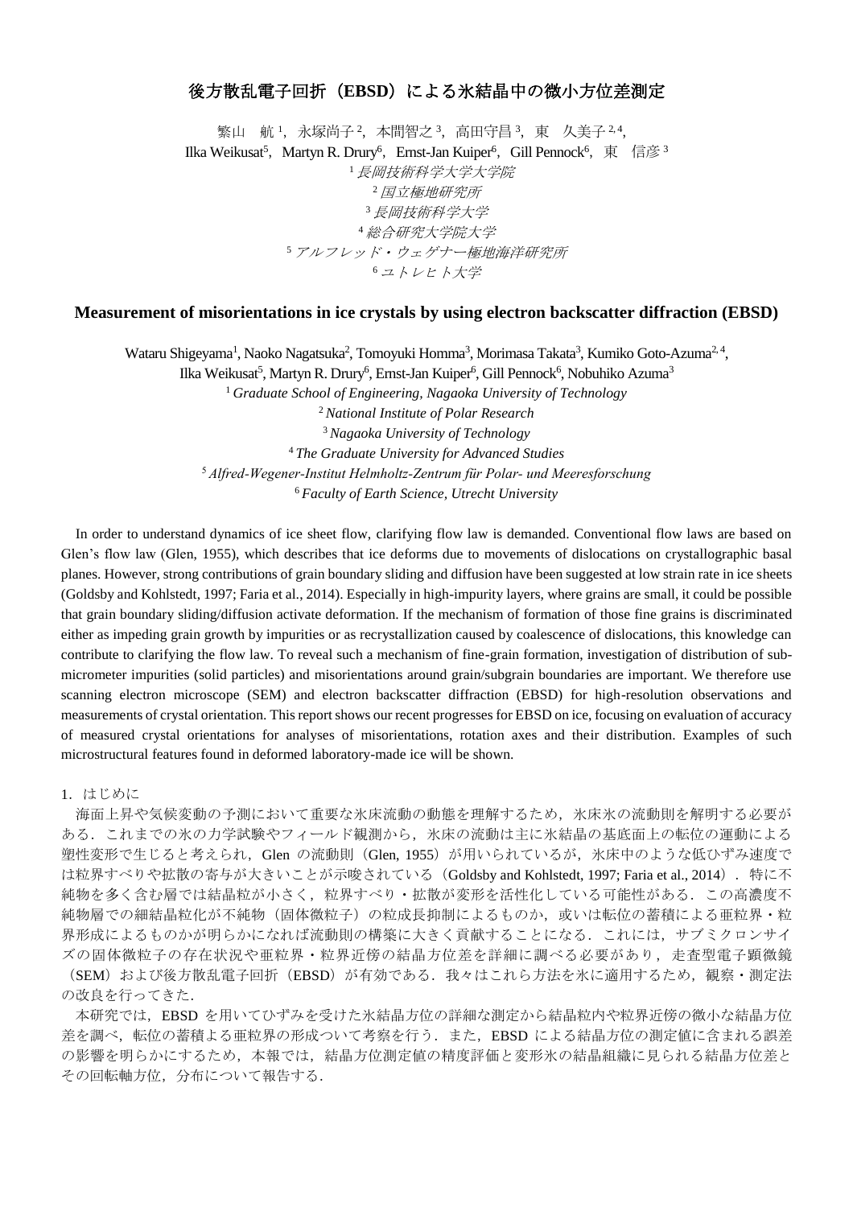# 後方散乱電子回折（EBSD）による氷結晶中の微小方位差測定

繁山　航[1]，永塚尚子[2]，本間智之[3]，高田守昌[3]，東　久美子[2,4]，
Ilka Weikusat[5]，Martyn R. Drury[6]，Ernst-Jan Kuiper[6]，Gill Pennock[6]，東　信彦[3]

[1] *長岡技術科学大学大学院*
[2] *国立極地研究所*
[3] *長岡技術科学大学*
[4] *総合研究大学院大学*
[5] *アルフレッド・ウェゲナー極地海洋研究所*
[6] *ユトレヒト大学*

## Measurement of misorientations in ice crystals by using electron backscatter diffraction (EBSD)

Wataru Shigeyama[1], Naoko Nagatsuka[2], Tomoyuki Homma[3], Morimasa Takata[3], Kumiko Goto-Azuma[2,4],
Ilka Weikusat[5], Martyn R. Drury[6], Ernst-Jan Kuiper[6], Gill Pennock[6], Nobuhiko Azuma[3]

[1] *Graduate School of Engineering, Nagaoka University of Technology*
[2] *National Institute of Polar Research*
[3] *Nagaoka University of Technology*
[4] *The Graduate University for Advanced Studies*
[5] *Alfred-Wegener-Institut Helmholtz-Zentrum für Polar- und Meeresforschung*
[6] *Faculty of Earth Science, Utrecht University*

In order to understand dynamics of ice sheet flow, clarifying flow law is demanded. Conventional flow laws are based on Glen's flow law (Glen, 1955), which describes that ice deforms due to movements of dislocations on crystallographic basal planes. However, strong contributions of grain boundary sliding and diffusion have been suggested at low strain rate in ice sheets (Goldsby and Kohlstedt, 1997; Faria et al., 2014). Especially in high-impurity layers, where grains are small, it could be possible that grain boundary sliding/diffusion activate deformation. If the mechanism of formation of those fine grains is discriminated either as impeding grain growth by impurities or as recrystallization caused by coalescence of dislocations, this knowledge can contribute to clarifying the flow law. To reveal such a mechanism of fine-grain formation, investigation of distribution of sub-micrometer impurities (solid particles) and misorientations around grain/subgrain boundaries are important. We therefore use scanning electron microscope (SEM) and electron backscatter diffraction (EBSD) for high-resolution observations and measurements of crystal orientation. This report shows our recent progresses for EBSD on ice, focusing on evaluation of accuracy of measured crystal orientations for analyses of misorientations, rotation axes and their distribution. Examples of such microstructural features found in deformed laboratory-made ice will be shown.

## 1. はじめに

海面上昇や気候変動の予測において重要な氷床流動の動態を理解するため，氷床氷の流動則を解明する必要がある．これまでの氷の力学試験やフィールド観測から，氷床の流動は主に氷結晶の基底面上の転位の運動による塑性変形で生じると考えられ，Glen の流動則（Glen, 1955）が用いられているが，氷床中のような低ひずみ速度では粒界すべりや拡散の寄与が大きいことが示唆されている（Goldsby and Kohlstedt, 1997; Faria et al., 2014）．特に不純物を多く含む層では結晶粒が小さく，粒界すべり・拡散が変形を活性化している可能性がある．この高濃度不純物層での細結晶粒化が不純物（固体微粒子）の粒成長抑制によるものか，或いは転位の蓄積による亜粒界・粒界形成によるものかが明らかになれば流動則の構築に大きく貢献することになる．これには，サブミクロンサイズの固体微粒子の存在状況や亜粒界・粒界近傍の結晶方位差を詳細に調べる必要があり，走査型電子顕微鏡（SEM）および後方散乱電子回折（EBSD）が有効である．我々はこれら方法を氷に適用するため，観察・測定法の改良を行ってきた．

本研究では，EBSD を用いてひずみを受けた氷結晶方位の詳細な測定から結晶粒内や粒界近傍の微小な結晶方位差を調べ，転位の蓄積よる亜粒界の形成ついて考察を行う．また，EBSD による結晶方位の測定値に含まれる誤差の影響を明らかにするため，本報では，結晶方位測定値の精度評価と変形氷の結晶組織に見られる結晶方位差とその回転軸方位，分布について報告する．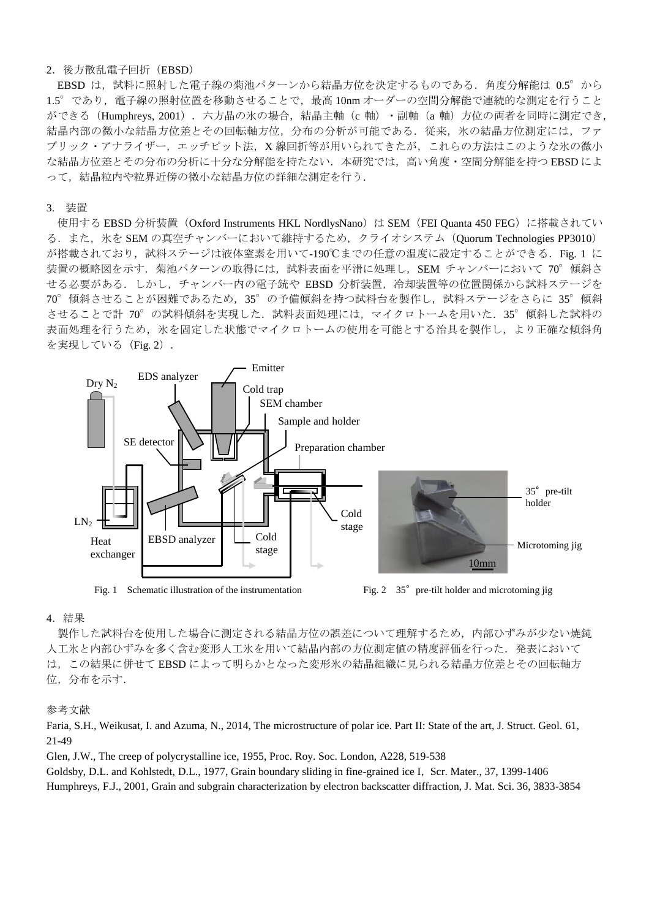2．後方散乱電子回折（EBSD）

EBSD は，試料に照射した電子線の菊池パターンから結晶方位を決定するものである．角度分解能は 0.5°から 1.5°であり，電子線の照射位置を移動させることで，最高 10nm オーダーの空間分解能で連続的な測定を行うことができる（Humphreys, 2001）．六方晶の氷の場合，結晶主軸（c 軸）・副軸（a 軸）方位の両者を同時に測定でき，結晶内部の微小な結晶方位差とその回転軸方位，分布の分析が可能である．従来，氷の結晶方位測定には，ファブリック・アナライザー，エッチピット法，X 線回折等が用いられてきたが，これらの方法はこのような氷の微小な結晶方位差とその分布の分析に十分な分解能を持たない．本研究では，高い角度・空間分解能を持つ EBSD によって，結晶粒内や粒界近傍の微小な結晶方位の詳細な測定を行う．

3. 装置

使用する EBSD 分析装置（Oxford Instruments HKL NordlysNano）は SEM（FEI Quanta 450 FEG）に搭載されている．また，氷を SEM の真空チャンバーにおいて維持するため，クライオシステム（Quorum Technologies PP3010）が搭載されており，試料ステージは液体窒素を用いて-190℃までの任意の温度に設定することができる．Fig. 1 に装置の概略図を示す．菊池パターンの取得には，試料表面を平滑に処理し，SEM チャンバーにおいて 70°傾斜させる必要がある．しかし，チャンバー内の電子銃や EBSD 分析装置，冷却装置等の位置関係から試料ステージを 70°傾斜させることが困難であるため，35°の予備傾斜を持つ試料台を製作し，試料ステージをさらに 35°傾斜させることで計 70°の試料傾斜を実現した．試料表面処理には，マイクロトームを用いた．35°傾斜した試料の表面処理を行うため，氷を固定した状態でマイクロトームの使用を可能とする治具を製作し，より正確な傾斜角を実現している（Fig. 2）．

Dry $N_2$
EDS analyzer
Emitter
Cold trap
SEM chamber
Sample and holder
SE detector
Preparation chamber
Cold stage
$LN_2$
Heat exchanger
EBSD analyzer
Cold stage

Fig. 1 Schematic illustration of the instrumentation

35° pre-tilt holder
Microtoming jig
10mm

Fig. 2 35° pre-tilt holder and microtoming jig

4．結果

製作した試料台を使用した場合に測定される結晶方位の誤差について理解するため，内部ひずみが少ない焼鈍人工氷と内部ひずみを多く含む変形人工氷を用いて結晶内部の方位測定値の精度評価を行った．発表においては，この結果に併せて EBSD によって明らかとなった変形氷の結晶組織に見られる結晶方位差とその回転軸方位，分布を示す．

参考文献

Faria, S.H., Weikusat, I. and Azuma, N., 2014, The microstructure of polar ice. Part II: State of the art, J. Struct. Geol. 61, 21-49

Glen, J.W., The creep of polycrystalline ice, 1955, Proc. Roy. Soc. London, A228, 519-538

Goldsby, D.L. and Kohlstedt, D.L., 1977, Grain boundary sliding in fine-grained ice I, Scr. Mater., 37, 1399-1406

Humphreys, F.J., 2001, Grain and subgrain characterization by electron backscatter diffraction, J. Mat. Sci. 36, 3833-3854